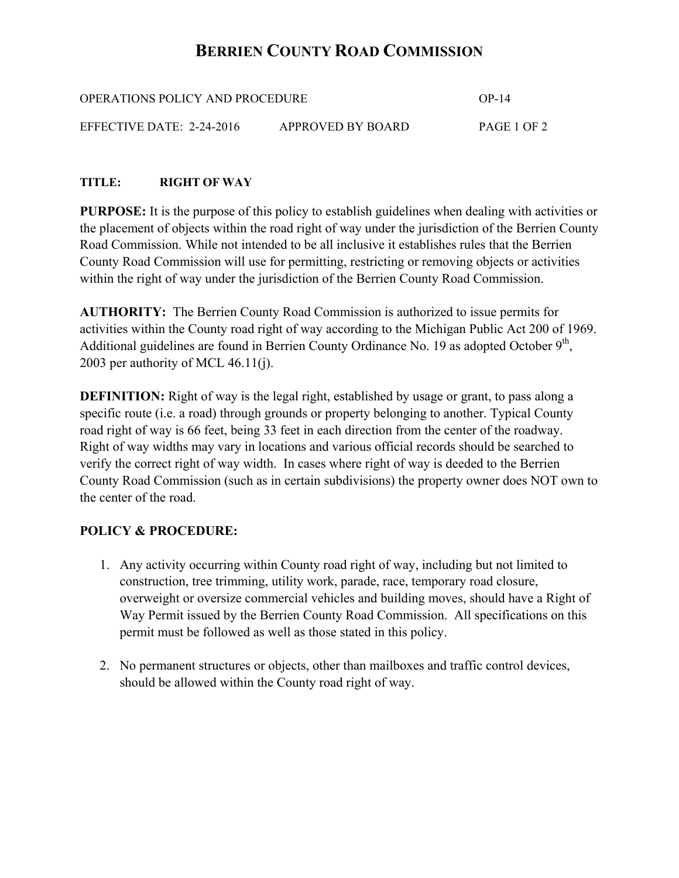# BERRIEN COUNTY ROAD COMMISSION

OPERATIONS POLICY AND PROCEDURE OP-14

EFFECTIVE DATE: 2-24-2016 APPROVED BY BOARD

**TITLE: RIGHT OF WAY**

**PURPOSE:** It is the purpose of this policy to establish guidelines when dealing with activities or the placement of objects within the road right of way under the jurisdiction of the Berrien County Road Commission. While not intended to be all inclusive it establishes rules that the Berrien County Road Commission will use for permitting, restricting or removing objects or activities within the right of way under the jurisdiction of the Berrien County Road Commission.

**AUTHORITY:** The Berrien County Road Commission is authorized to issue permits for activities within the County road right of way according to the Michigan Public Act 200 of 1969. Additional guidelines are found in Berrien County Ordinance No. 19 as adopted October 9th, 2003 per authority of MCL 46.11(j).

**DEFINITION:** Right of way is the legal right, established by usage or grant, to pass along a specific route (i.e. a road) through grounds or property belonging to another. Typical County road right of way is 66 feet, being 33 feet in each direction from the center of the roadway. Right of way widths may vary in locations and various official records should be searched to verify the correct right of way width. In cases where right of way is deeded to the Berrien County Road Commission (such as in certain subdivisions) the property owner does NOT own to the center of the road.

**POLICY & PROCEDURE:**

1. Any activity occurring within County road right of way, including but not limited to construction, tree trimming, utility work, parade, race, temporary road closure, overweight or oversize commercial vehicles and building moves, should have a Right of Way Permit issued by the Berrien County Road Commission. All specifications on this permit must be followed as well as those stated in this policy.

2. No permanent structures or objects, other than mailboxes and traffic control devices, should be allowed within the County road right of way.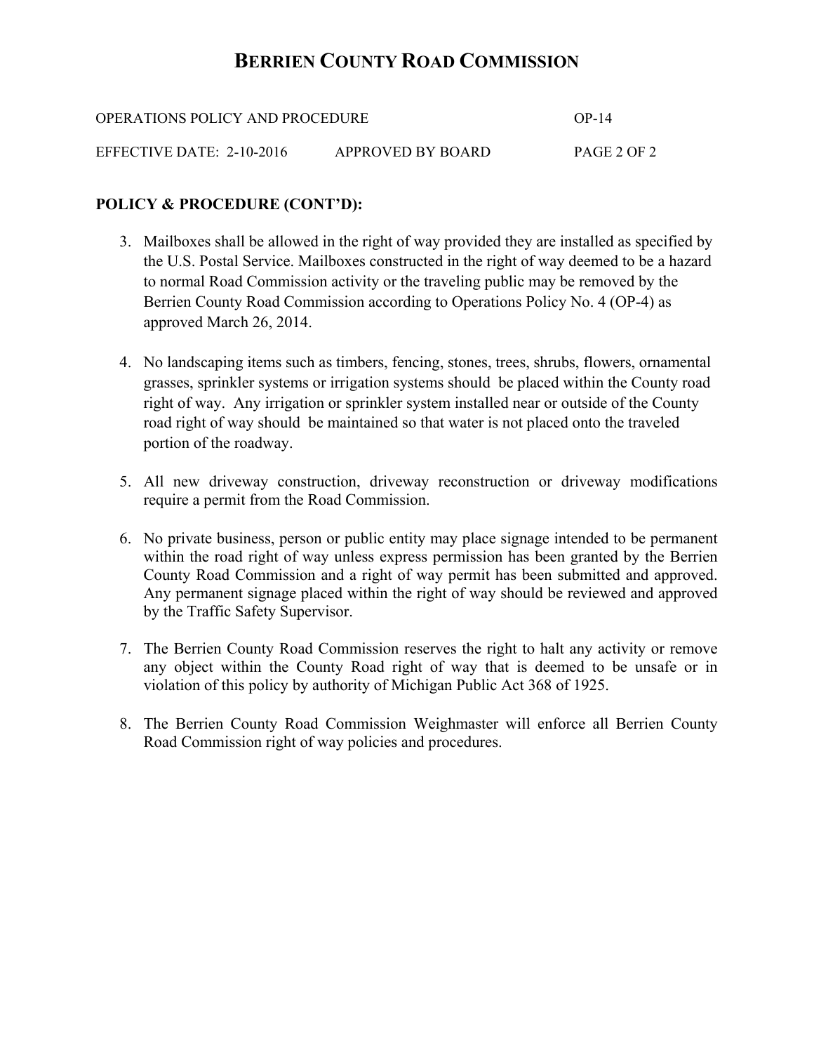# BERRIEN COUNTY ROAD COMMISSION

OPERATIONS POLICY AND PROCEDURE OP-14

EFFECTIVE DATE: 2-10-2016 APPROVED BY BOARD

**POLICY & PROCEDURE (CONT'D):**

3. Mailboxes shall be allowed in the right of way provided they are installed as specified by the U.S. Postal Service. Mailboxes constructed in the right of way deemed to be a hazard to normal Road Commission activity or the traveling public may be removed by the Berrien County Road Commission according to Operations Policy No. 4 (OP-4) as approved March 26, 2014.

4. No landscaping items such as timbers, fencing, stones, trees, shrubs, flowers, ornamental grasses, sprinkler systems or irrigation systems should be placed within the County road right of way. Any irrigation or sprinkler system installed near or outside of the County road right of way should be maintained so that water is not placed onto the traveled portion of the roadway.

5. All new driveway construction, driveway reconstruction or driveway modifications require a permit from the Road Commission.

6. No private business, person or public entity may place signage intended to be permanent within the road right of way unless express permission has been granted by the Berrien County Road Commission and a right of way permit has been submitted and approved. Any permanent signage placed within the right of way should be reviewed and approved by the Traffic Safety Supervisor.

7. The Berrien County Road Commission reserves the right to halt any activity or remove any object within the County Road right of way that is deemed to be unsafe or in violation of this policy by authority of Michigan Public Act 368 of 1925.

8. The Berrien County Road Commission Weighmaster will enforce all Berrien County Road Commission right of way policies and procedures.